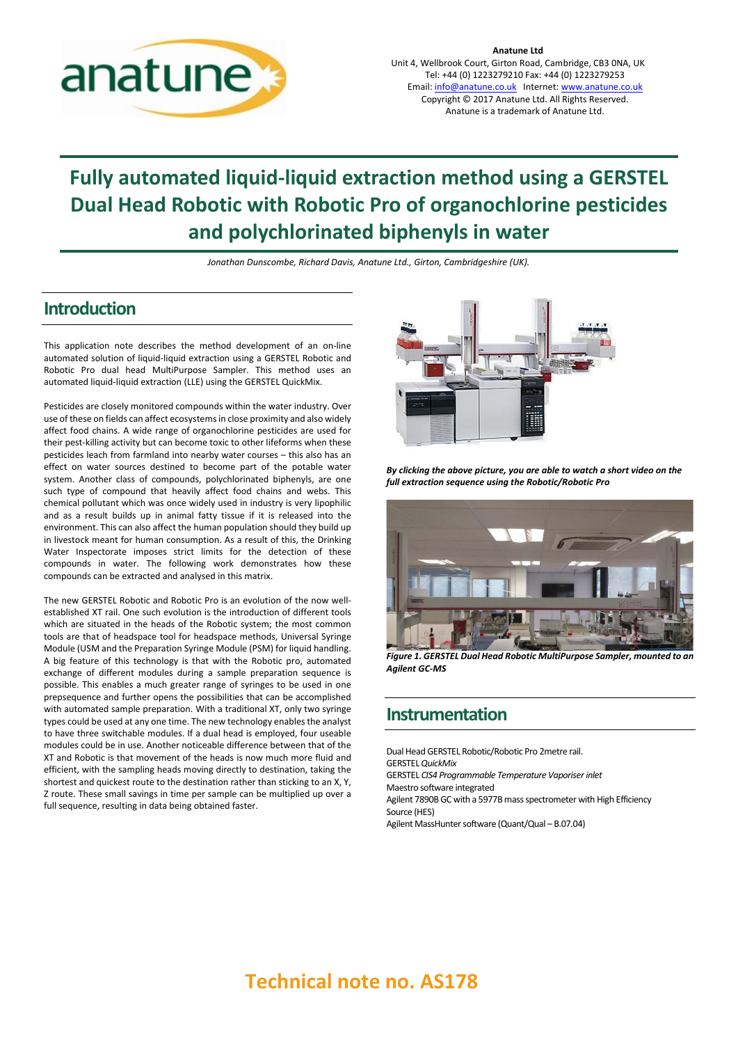**Anatune Ltd**
Unit 4, Wellbrook Court, Girton Road, Cambridge, CB3 0NA, UK
Tel: +44 (0) 1223279210 Fax: +44 (0) 1223279253
Email: info@anatune.co.uk Internet: www.anatune.co.uk
Copyright © 2017 Anatune Ltd. All Rights Reserved.
Anatune is a trademark of Anatune Ltd.

# Fully automated liquid-liquid extraction method using a GERSTEL Dual Head Robotic with Robotic Pro of organochlorine pesticides and polychlorinated biphenyls in water

*Jonathan Dunscombe, Richard Davis, Anatune Ltd., Girton, Cambridgeshire (UK).*

## Introduction

This application note describes the method development of an on-line automated solution of liquid-liquid extraction using a GERSTEL Robotic and Robotic Pro dual head MultiPurpose Sampler. This method uses an automated liquid-liquid extraction (LLE) using the GERSTEL QuickMix.

Pesticides are closely monitored compounds within the water industry. Over use of these on fields can affect ecosystems in close proximity and also widely affect food chains. A wide range of organochlorine pesticides are used for their pest-killing activity but can become toxic to other lifeforms when these pesticides leach from farmland into nearby water courses – this also has an effect on water sources destined to become part of the potable water system. Another class of compounds, polychlorinated biphenyls, are one such type of compound that heavily affect food chains and webs. This chemical pollutant which was once widely used in industry is very lipophilic and as a result builds up in animal fatty tissue if it is released into the environment. This can also affect the human population should they build up in livestock meant for human consumption. As a result of this, the Drinking Water Inspectorate imposes strict limits for the detection of these compounds in water. The following work demonstrates how these compounds can be extracted and analysed in this matrix.

The new GERSTEL Robotic and Robotic Pro is an evolution of the now well-established XT rail. One such evolution is the introduction of different tools which are situated in the heads of the Robotic system; the most common tools are that of headspace tool for headspace methods, Universal Syringe Module (USM and the Preparation Syringe Module (PSM) for liquid handling. A big feature of this technology is that with the Robotic pro, automated exchange of different modules during a sample preparation sequence is possible. This enables a much greater range of syringes to be used in one prepsequence and further opens the possibilities that can be accomplished with automated sample preparation. With a traditional XT, only two syringe types could be used at any one time. The new technology enables the analyst to have three switchable modules. If a dual head is employed, four useable modules could be in use. Another noticeable difference between that of the XT and Robotic is that movement of the heads is now much more fluid and efficient, with the sampling heads moving directly to destination, taking the shortest and quickest route to the destination rather than sticking to an X, Y, Z route. These small savings in time per sample can be multiplied up over a full sequence, resulting in data being obtained faster.

***By clicking the above picture, you are able to watch a short video on the full extraction sequence using the Robotic/Robotic Pro***

***Figure 1. GERSTEL Dual Head Robotic MultiPurpose Sampler, mounted to an Agilent GC-MS***

## Instrumentation

Dual Head GERSTEL Robotic/Robotic Pro 2metre rail.
GERSTEL *QuickMix*
GERSTEL *CIS4 Programmable Temperature Vaporiser inlet*
Maestro software integrated
Agilent 7890B GC with a 5977B mass spectrometer with High Efficiency Source (HES)
Agilent MassHunter software (Quant/Qual – B.07.04)

# Technical note no. AS178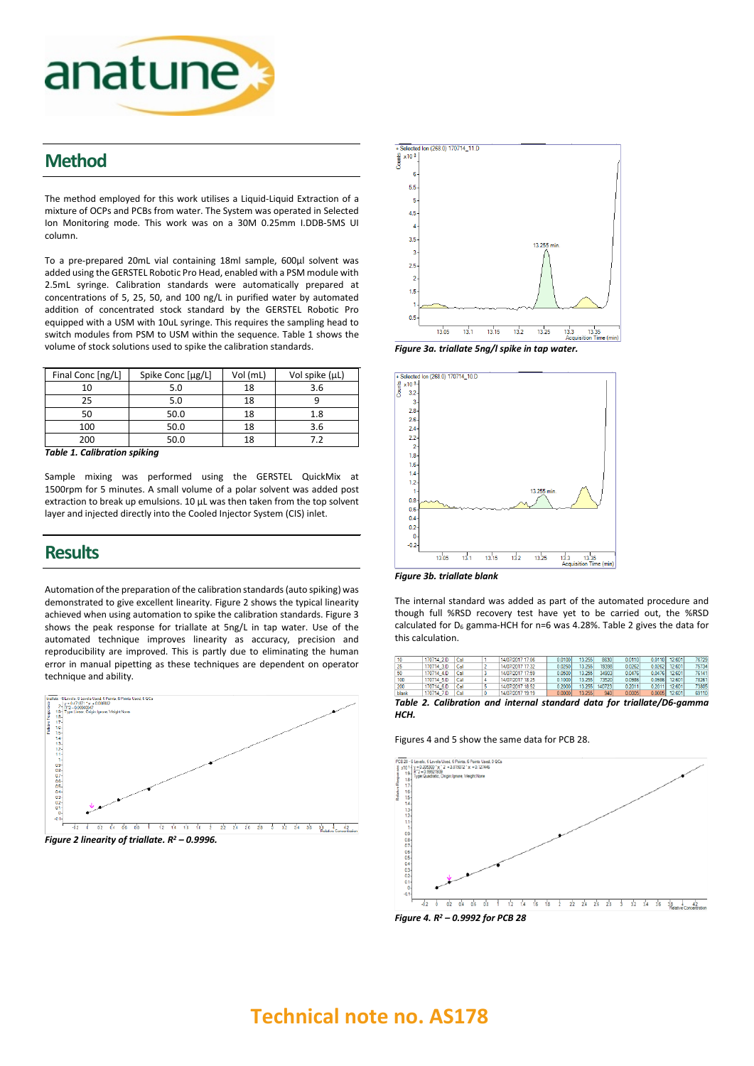## Method

The method employed for this work utilises a Liquid-Liquid Extraction of a mixture of OCPs and PCBs from water. The System was operated in Selected Ion Monitoring mode. This work was on a 30M 0.25mm I.DDB-5MS UI column.

To a pre-prepared 20mL vial containing 18ml sample, 600µl solvent was added using the GERSTEL Robotic Pro Head, enabled with a PSM module with 2.5mL syringe. Calibration standards were automatically prepared at concentrations of 5, 25, 50, and 100 ng/L in purified water by automated addition of concentrated stock standard by the GERSTEL Robotic Pro equipped with a USM with 10uL syringe. This requires the sampling head to switch modules from PSM to USM within the sequence. Table 1 shows the volume of stock solutions used to spike the calibration standards.

| Final Conc [ng/L] | Spike Conc [µg/L] | Vol (mL) | Vol spike (µL) |
|---|---|---|---|
| 10 | 5.0 | 18 | 3.6 |
| 25 | 5.0 | 18 | 9 |
| 50 | 50.0 | 18 | 1.8 |
| 100 | 50.0 | 18 | 3.6 |
| 200 | 50.0 | 18 | 7.2 |

***Table 1. Calibration spiking***

Sample mixing was performed using the GERSTEL QuickMix at 1500rpm for 5 minutes. A small volume of a polar solvent was added post extraction to break up emulsions. 10 µL was then taken from the top solvent layer and injected directly into the Cooled Injector System (CIS) inlet.

## Results

Automation of the preparation of the calibration standards (auto spiking) was demonstrated to give excellent linearity. Figure 2 shows the typical linearity achieved when using automation to spike the calibration standards. Figure 3 shows the peak response for triallate at 5ng/L in tap water. Use of the automated technique improves linearity as accuracy, precision and reproducibility are improved. This is partly due to eliminating the human error in manual pipetting as these techniques are dependent on operator technique and ability.

***Figure 2 linearity of triallate. $R^2$ – 0.9996.***

***Figure 3a. triallate 5ng/l spike in tap water.***

***Figure 3b. triallate blank***

The internal standard was added as part of the automated procedure and though full %RSD recovery test have yet to be carried out, the %RSD calculated for $D_6$ gamma-HCH for n=6 was 4.28%. Table 2 gives the data for this calculation.

| | | | | | | | | | | | |
|---|---|---|---|---|---|---|---|---|---|---|---|
| 10 | 170714_2.D | Cal | 1 | 14/07/2017 17:06 | 0.0100 | 13.255 | 8630 | 0.0110 | 0.0110 | 12.601 | 76729 |
| 25 | 170714_3.D | Cal | 2 | 14/07/2017 17:32 | 0.0250 | 13.255 | 19398 | 0.0262 | 0.0262 | 12.601 | 75734 |
| 50 | 170714_4.D | Cal | 3 | 14/07/2017 17:59 | 0.0500 | 13.255 | 34903 | 0.0476 | 0.0476 | 12.601 | 76141 |
| 100 | 170714_5.D | Cal | 4 | 14/07/2017 18:25 | 0.1000 | 13.255 | 73520 | 0.0986 | 0.0986 | 12.601 | 78261 |
| 200 | 170714_6.D | Cal | 5 | 14/07/2017 18:52 | 0.2000 | 13.255 | 140723 | 0.2011 | 0.2011 | 12.601 | 73865 |
| blank | 170714_7.D | Cal | 0 | 14/07/2017 19:19 | 0.0000 | 13.255 | 940 | 0.0005 | 0.0005 | 12.601 | 83110 |

***Table 2. Calibration and internal standard data for triallate/D6-gamma HCH.***

Figures 4 and 5 show the same data for PCB 28.

***Figure 4. $R^2$ – 0.9992 for PCB 28***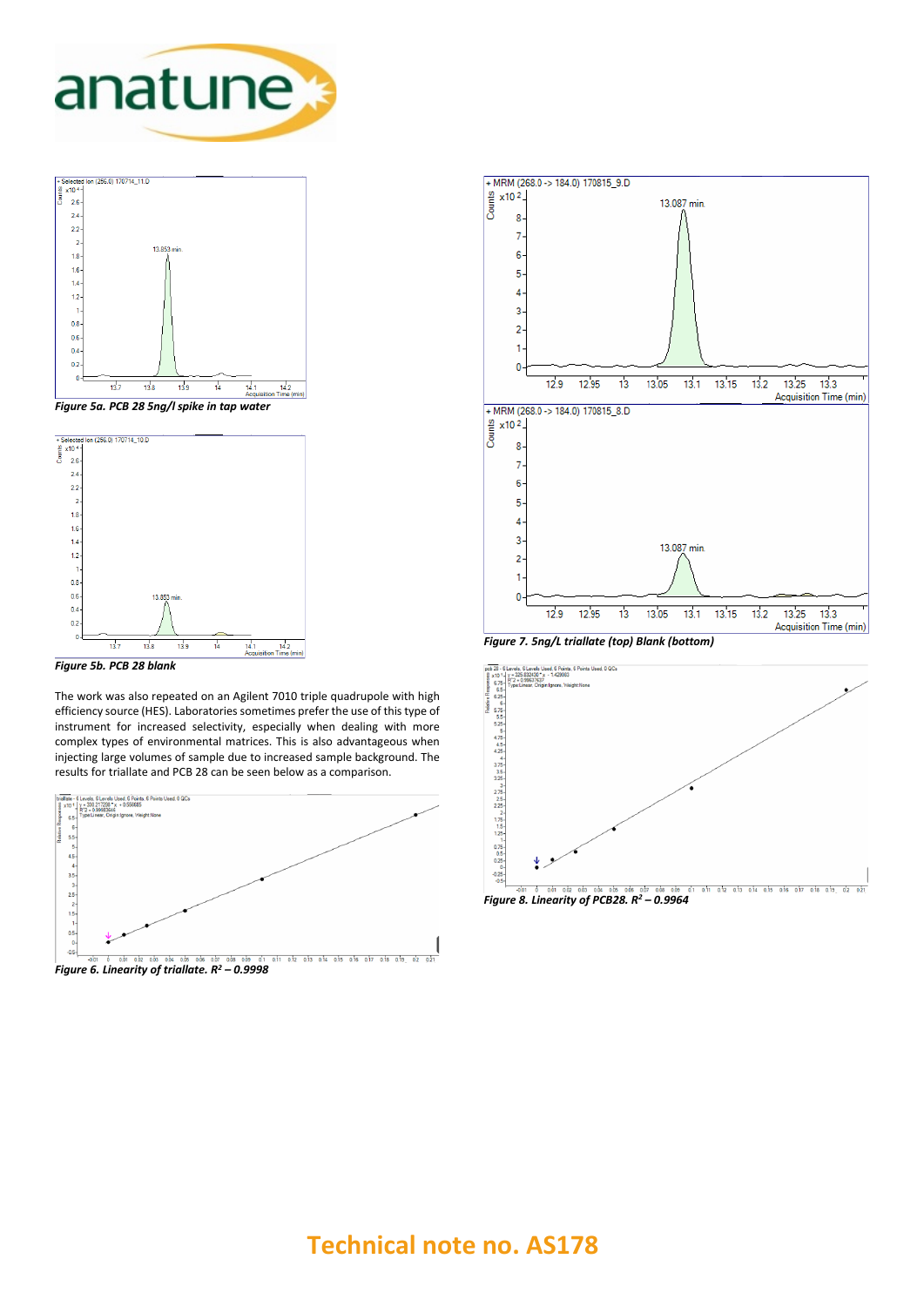Figure 5a. PCB 28 5ng/l spike in tap water

Figure 5b. PCB 28 blank

The work was also repeated on an Agilent 7010 triple quadrupole with high efficiency source (HES). Laboratories sometimes prefer the use of this type of instrument for increased selectivity, especially when dealing with more complex types of environmental matrices. This is also advantageous when injecting large volumes of sample due to increased sample background. The results for triallate and PCB 28 can be seen below as a comparison.

Figure 6. Linearity of triallate. $R^2$ – 0.9998

Figure 7. 5ng/L triallate (top) Blank (bottom)

Figure 8. Linearity of PCB28. $R^2$ – 0.9964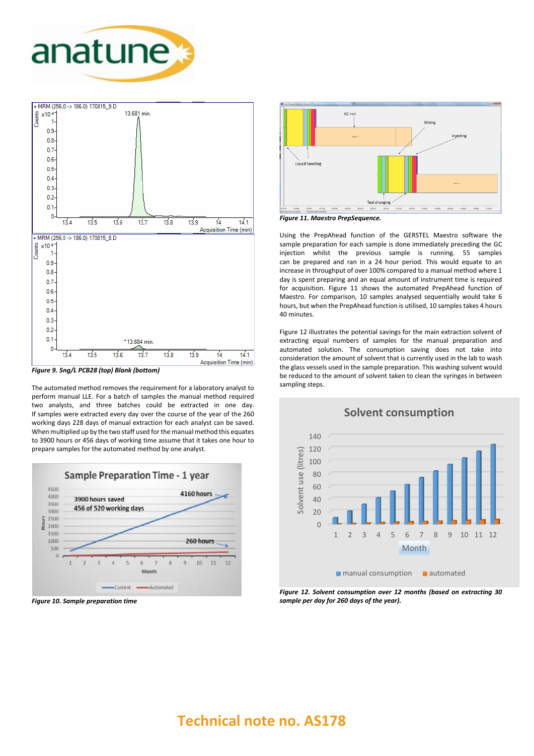*Figure 9. 5ng/L PCB28 (top) Blank (bottom)*

The automated method removes the requirement for a laboratory analyst to perform manual LLE. For a batch of samples the manual method required two analysts, and three batches could be extracted in one day. If samples were extracted every day over the course of the year of the 260 working days 228 days of manual extraction for each analyst can be saved. When multiplied up by the two staff used for the manual method this equates to 3900 hours or 456 of working time assume that it takes one hour to prepare samples for the automated method by one analyst.

*Figure 10. Sample preparation time*

*Figure 11. Maestro PrepSequence.*

Using the PrepAhead function of the GERSTEL Maestro software the sample preparation for each sample is done immediately preceding the GC injection whilst the previous sample is running. 55 samples can be prepared and ran in a 24 hour period. This would equate to an increase in throughput of over 100% compared to a manual method where 1 day is spent preparing and an equal amount of instrument time is required for acquisition. Figure 11 shows the automated PrepAhead function of Maestro. For comparison, 10 samples analysed sequentially would take 6 hours, but when the PrepAhead function is utilised, 10 samples takes 4 hours 40 minutes.

Figure 12 illustrates the potential savings for the main extraction solvent of extracting equal numbers of samples for the manual preparation and automated solution. The consumption saving does not take into consideration the amount of solvent that is currently used in the lab to wash the glass vessels used in the sample preparation. This washing solvent would be reduced to the amount of solvent taken to clean the syringes in between sampling steps.

*Figure 12. Solvent consumption over 12 months (based on extracting 30 sample per day for 260 days of the year).*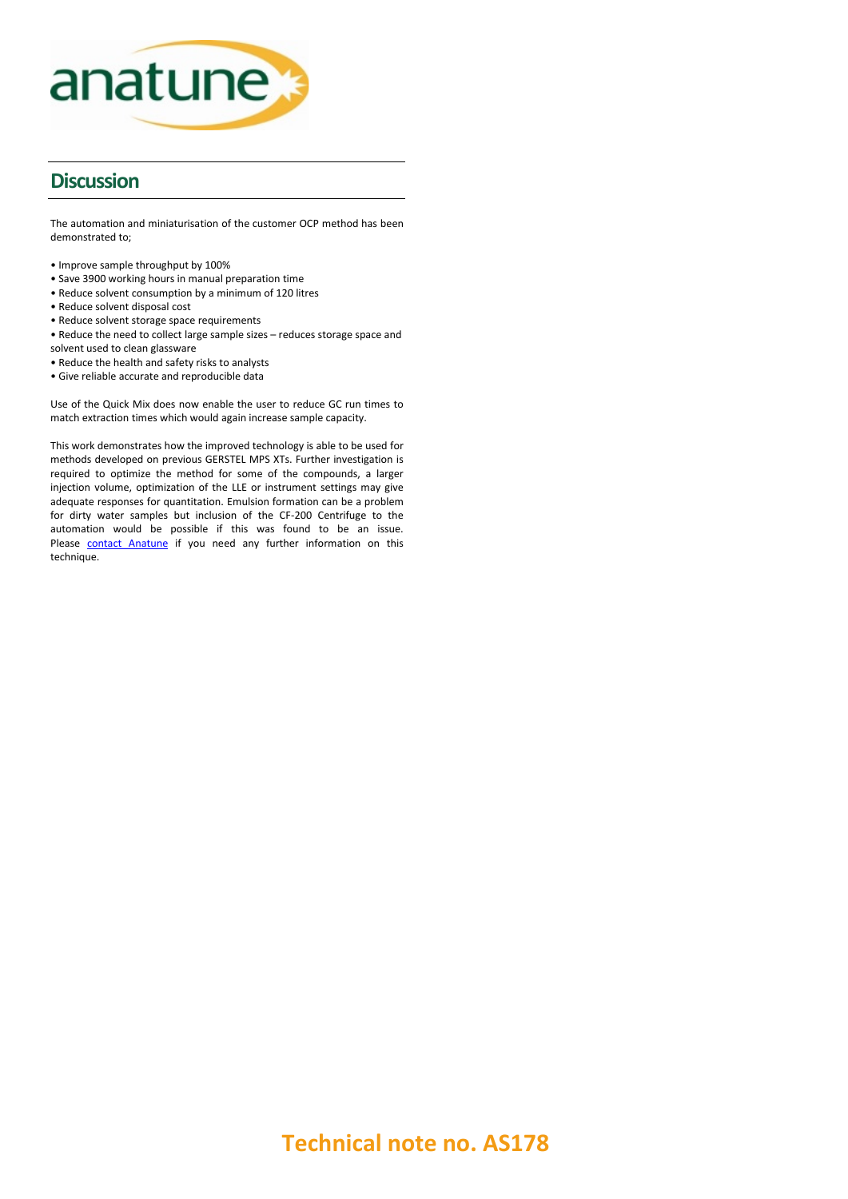## Discussion

The automation and miniaturisation of the customer OCP method has been demonstrated to;

- Improve sample throughput by 100%
- Save 3900 working hours in manual preparation time
- Reduce solvent consumption by a minimum of 120 litres
- Reduce solvent disposal cost
- Reduce solvent storage space requirements
- Reduce the need to collect large sample sizes – reduces storage space and solvent used to clean glassware
- Reduce the health and safety risks to analysts
- Give reliable accurate and reproducible data

Use of the Quick Mix does now enable the user to reduce GC run times to match extraction times which would again increase sample capacity.

This work demonstrates how the improved technology is able to be used for methods developed on previous GERSTEL MPS XTs. Further investigation is required to optimize the method for some of the compounds, a larger injection volume, optimization of the LLE or instrument settings may give adequate responses for quantitation. Emulsion formation can be a problem for dirty water samples but inclusion of the CF-200 Centrifuge to the automation would be possible if this was found to be an issue. Please contact Anatune if you need any further information on this technique.